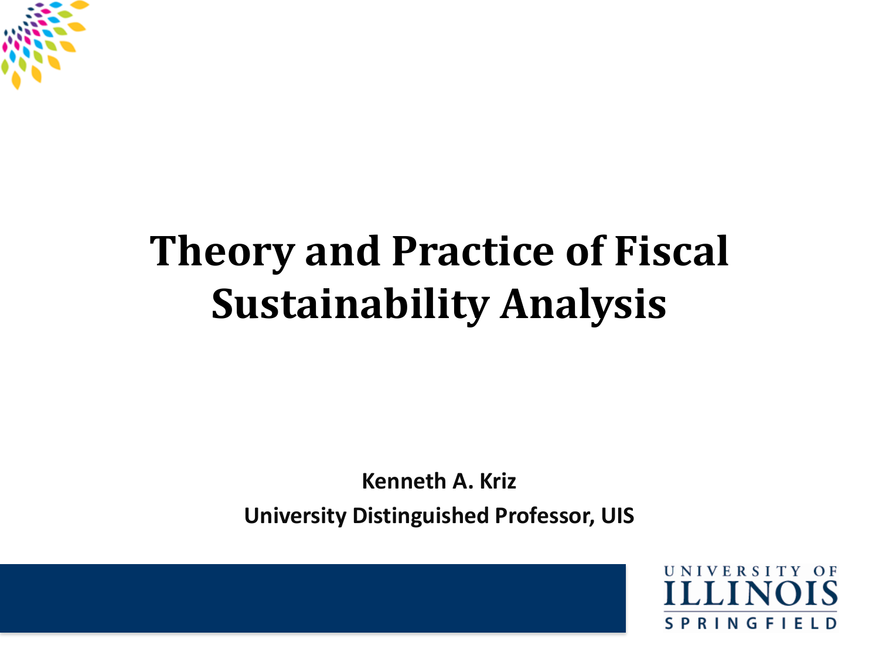# Theory and Practice of Fiscal Sustainability Analysis

**Kenneth A. Kriz**

**University Distinguished Professor, UIS**

UNIVERSITY OF ILLINOIS SPRINGFIELD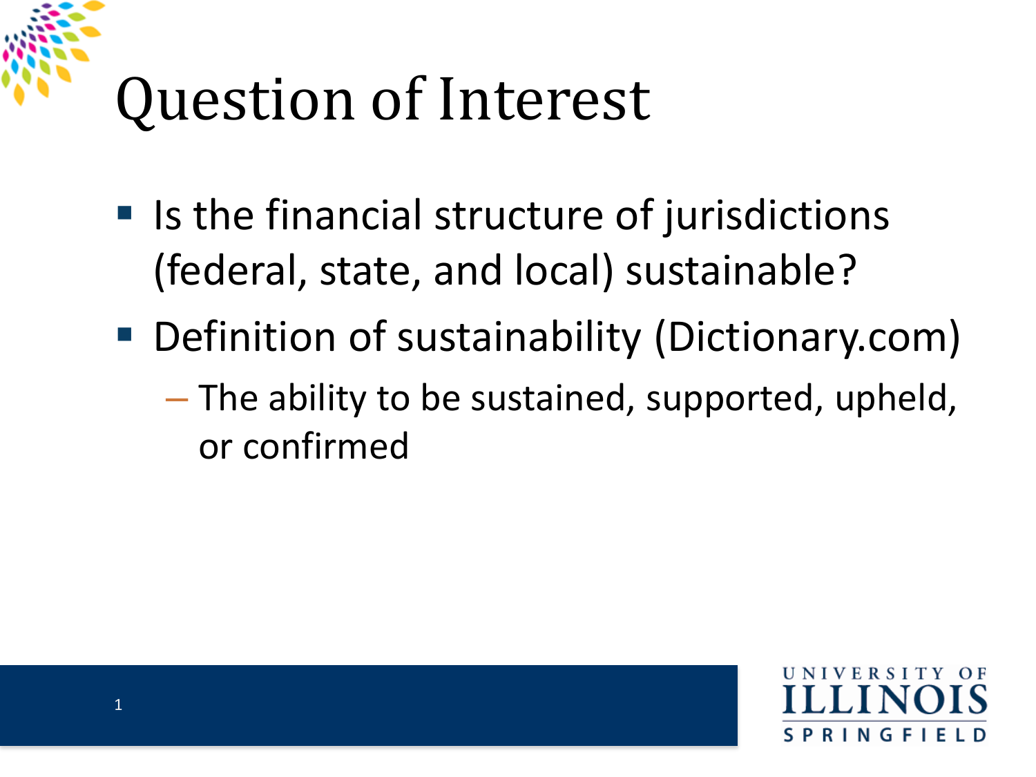# Question of Interest

- Is the financial structure of jurisdictions (federal, state, and local) sustainable?
- Definition of sustainability (Dictionary.com)
  - The ability to be sustained, supported, upheld, or confirmed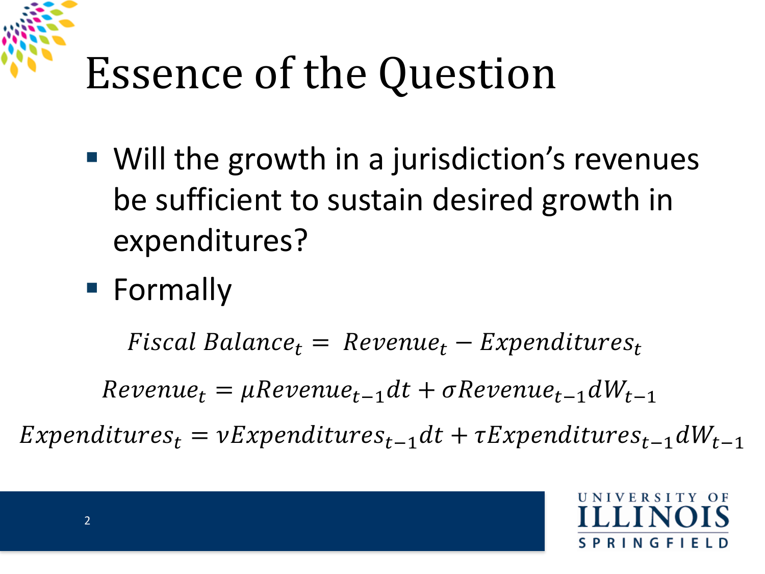# Essence of the Question

- Will the growth in a jurisdiction's revenues be sufficient to sustain desired growth in expenditures?
- Formally

$$Fiscal\ Balance_t = Revenue_t - Expenditures_t$$

$$Revenue_t = \mu Revenue_{t-1}dt + \sigma Revenue_{t-1}dW_{t-1}$$

$$Expenditures_t = \nu Expenditures_{t-1}dt + \tau Expenditures_{t-1}dW_{t-1}$$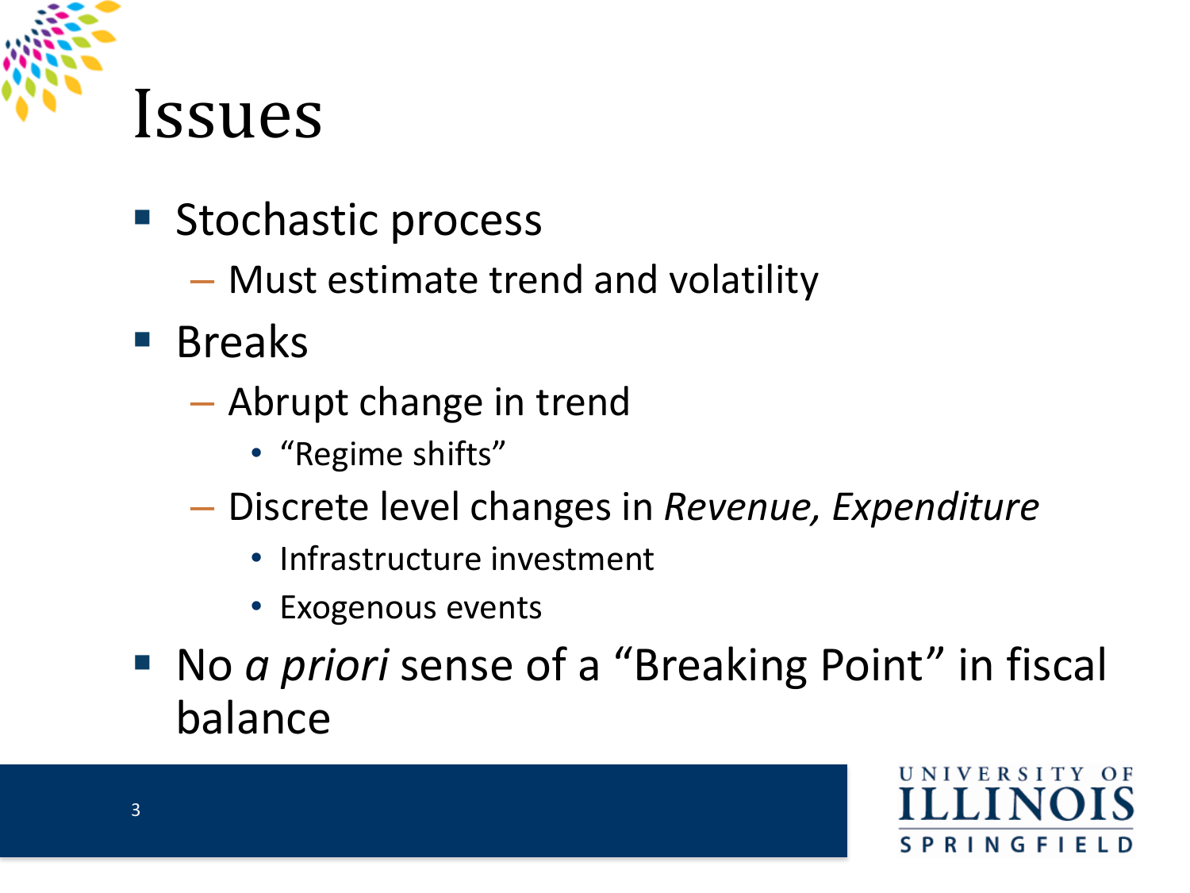# Issues

- Stochastic process
  - Must estimate trend and volatility
- Breaks
  - Abrupt change in trend
    - "Regime shifts"
  - Discrete level changes in *Revenue, Expenditure*
    - Infrastructure investment
    - Exogenous events
- No *a priori* sense of a "Breaking Point" in fiscal balance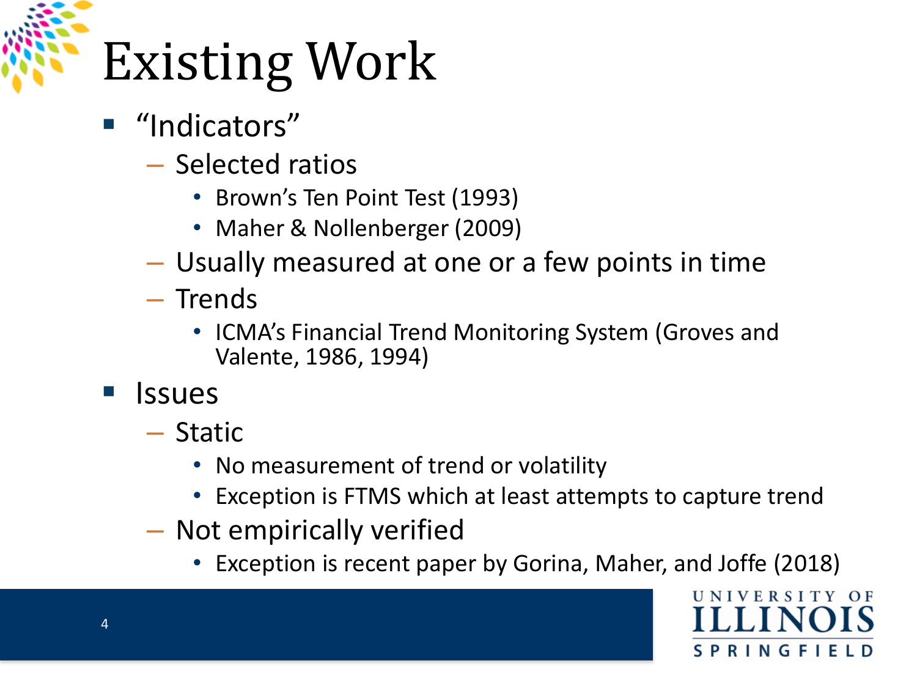# Existing Work

- "Indicators"
  - Selected ratios
    - Brown's Ten Point Test (1993)
    - Maher & Nollenberger (2009)
  - Usually measured at one or a few points in time
  - Trends
    - ICMA's Financial Trend Monitoring System (Groves and Valente, 1986, 1994)
- Issues
  - Static
    - No measurement of trend or volatility
    - Exception is FTMS which at least attempts to capture trend
  - Not empirically verified
    - Exception is recent paper by Gorina, Maher, and Joffe (2018)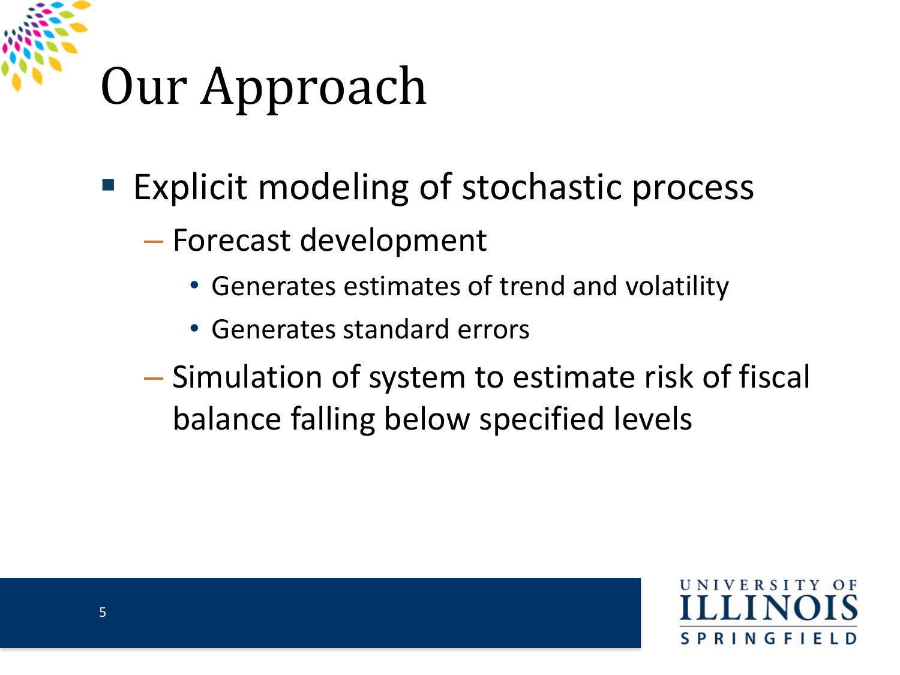# Our Approach

- Explicit modeling of stochastic process
  - Forecast development
    - Generates estimates of trend and volatility
    - Generates standard errors
  - Simulation of system to estimate risk of fiscal balance falling below specified levels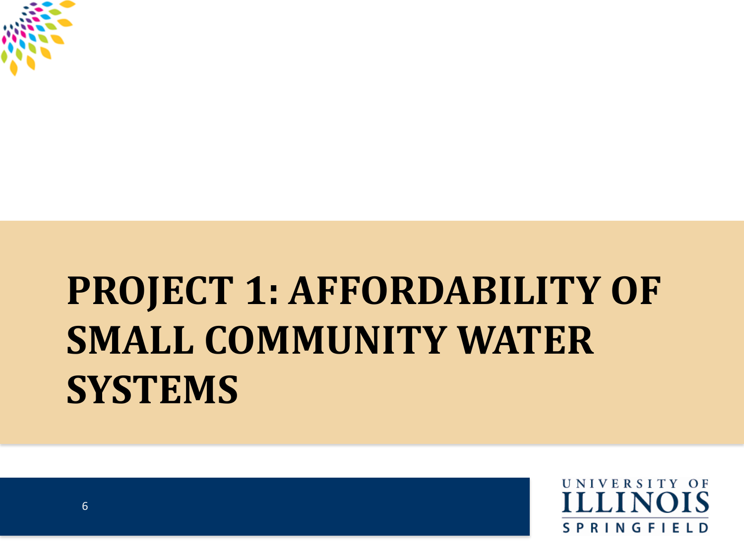# PROJECT 1: AFFORDABILITY OF SMALL COMMUNITY WATER SYSTEMS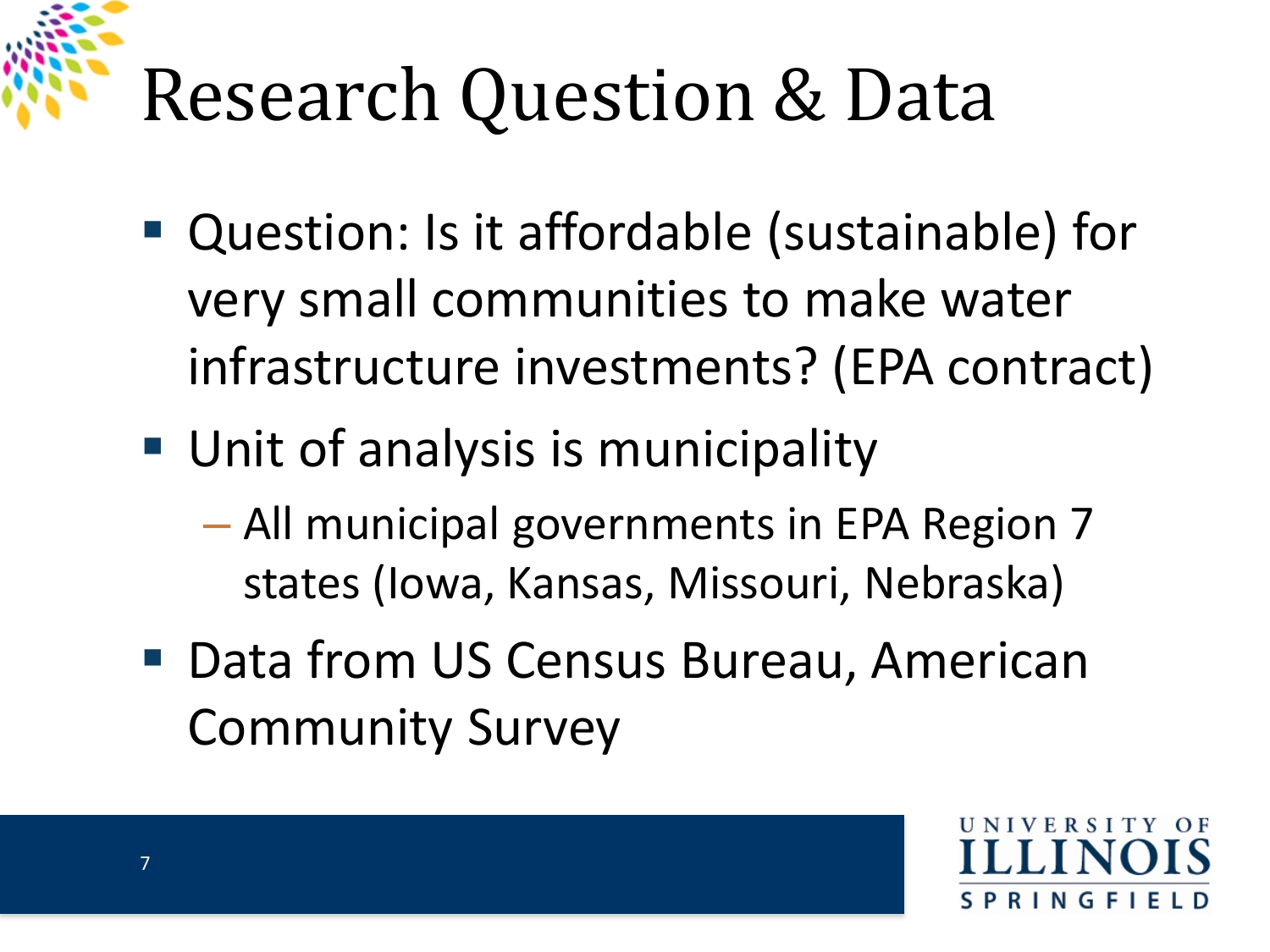# Research Question & Data

- Question: Is it affordable (sustainable) for very small communities to make water infrastructure investments? (EPA contract)
- Unit of analysis is municipality
  - All municipal governments in EPA Region 7 states (Iowa, Kansas, Missouri, Nebraska)
- Data from US Census Bureau, American Community Survey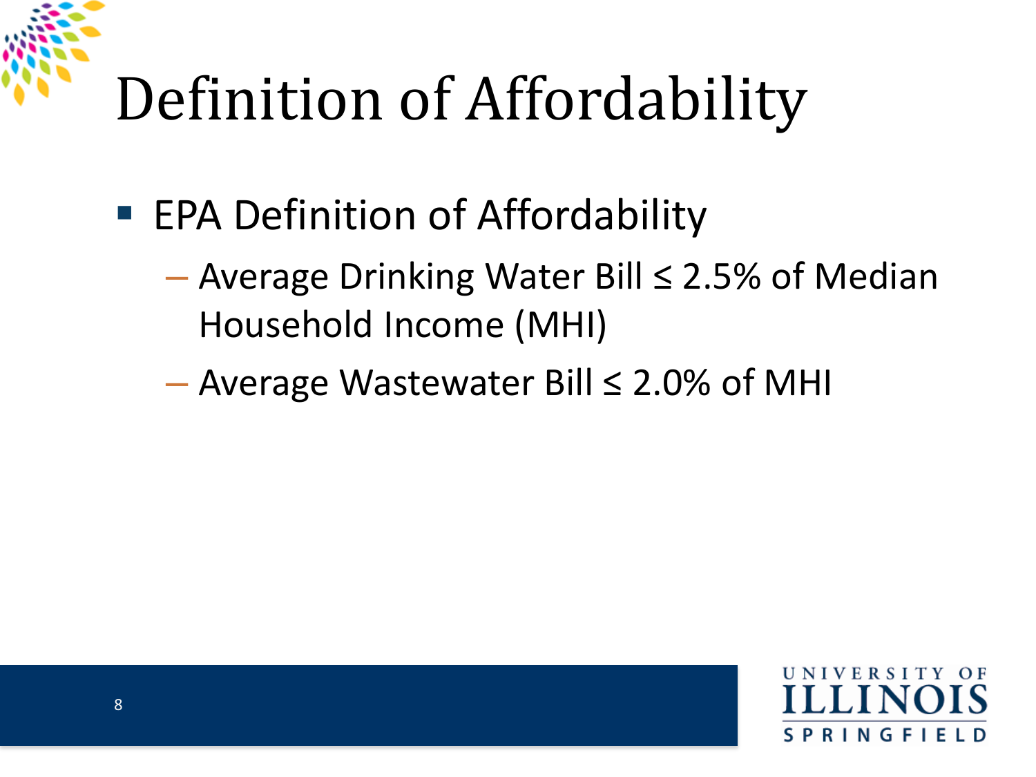# Definition of Affordability

- EPA Definition of Affordability
  - Average Drinking Water Bill ≤ 2.5% of Median Household Income (MHI)
  - Average Wastewater Bill ≤ 2.0% of MHI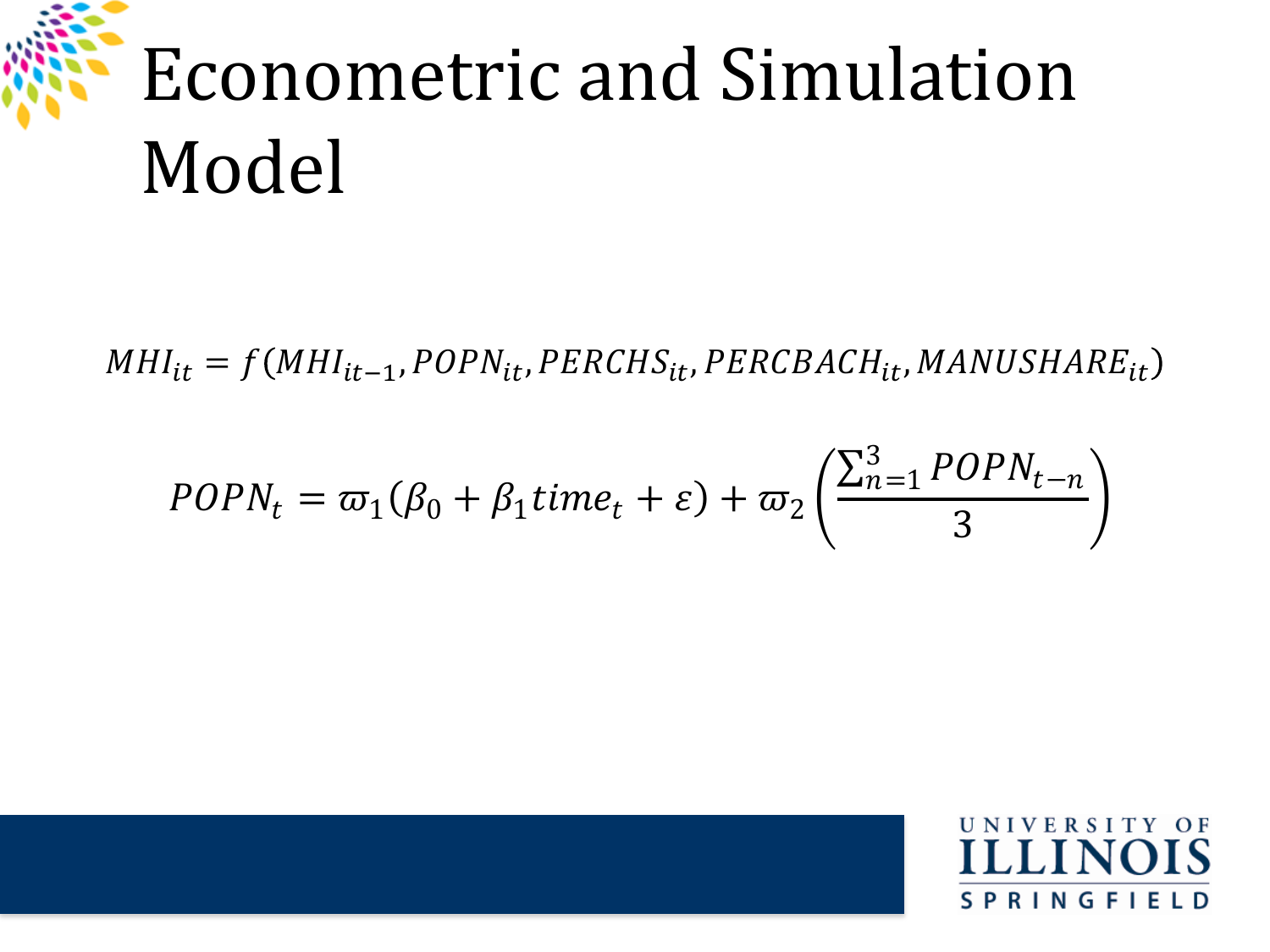# Econometric and Simulation Model

$$MHI_{it} = f(MHI_{it-1}, POPN_{it}, PERCHS_{it}, PERCBACH_{it}, MANUSHARE_{it})$$

$$POPN_t = \varpi_1(\beta_0 + \beta_1 time_t + \varepsilon) + \varpi_2 \left( \frac{\sum_{n=1}^{3} POPN_{t-n}}{3} \right)$$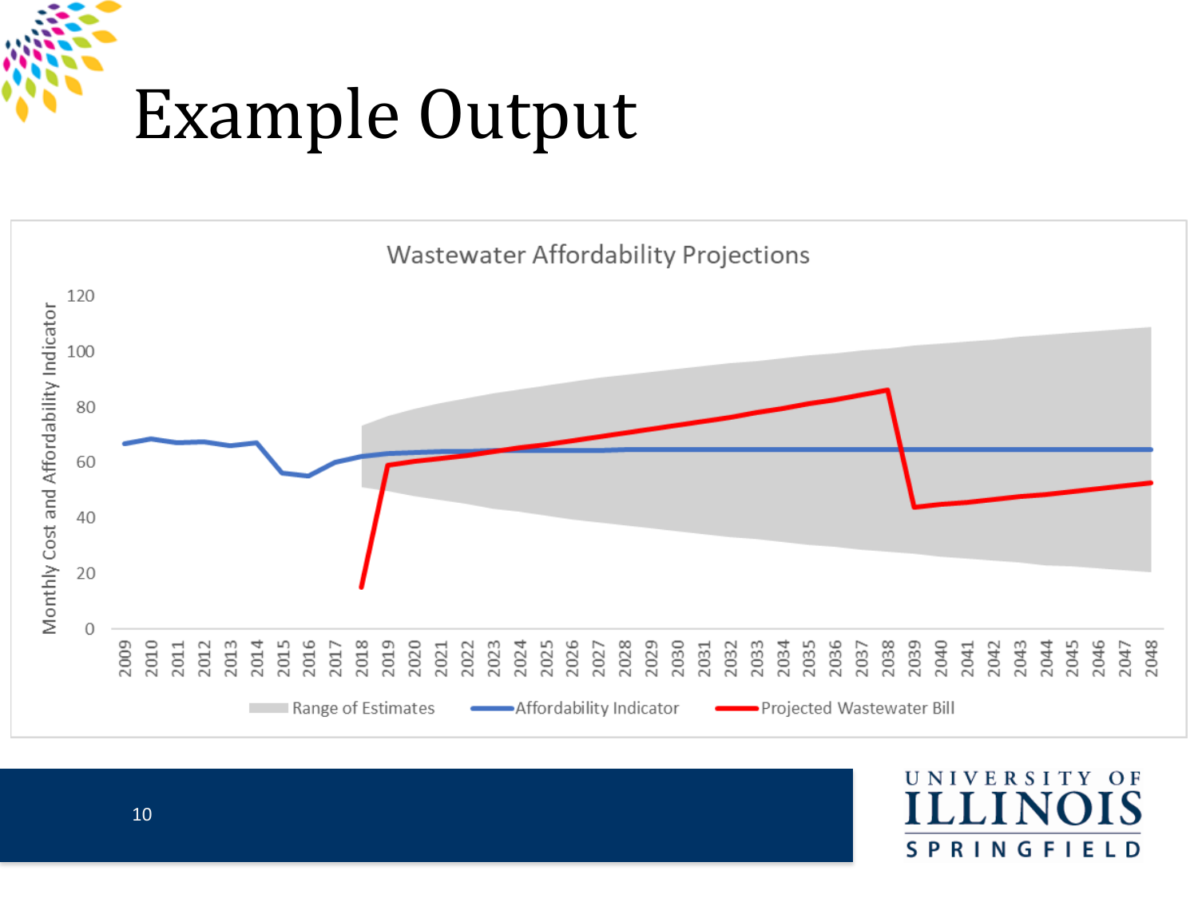# Example Output

Wastewater Affordability Projections

Monthly Cost and Affordability Indicator

120
100
80
60
40
20
0

2009 2010 2011 2012 2013 2014 2015 2016 2017 2018 2019 2020 2021 2022 2023 2024 2025 2026 2027 2028 2029 2030 2031 2032 2033 2034 2035 2036 2037 2038 2039 2040 2041 2042 2043 2044 2045 2046 2047 2048

Range of Estimates    Affordability Indicator    Projected Wastewater Bill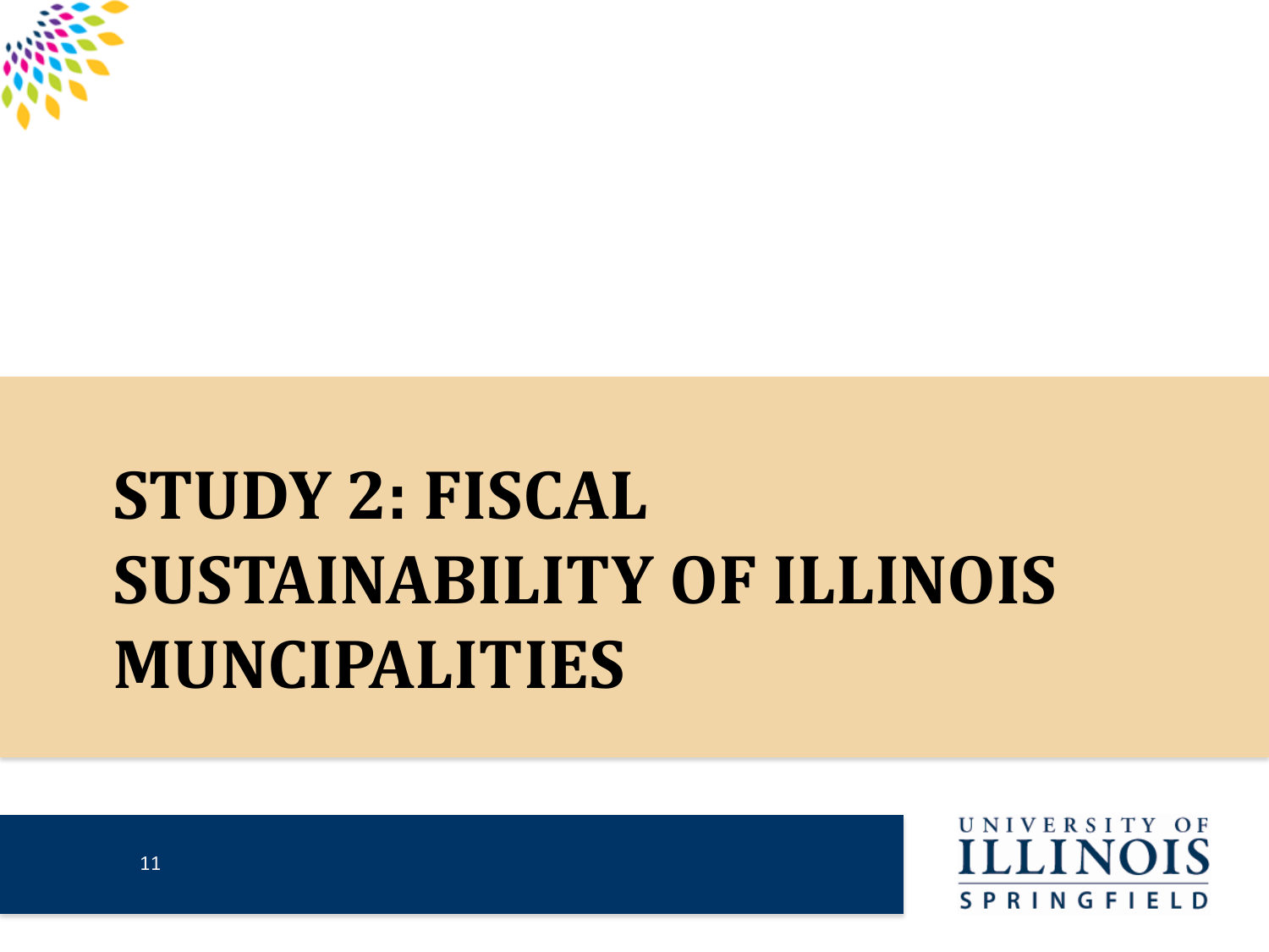# STUDY 2: FISCAL SUSTAINABILITY OF ILLINOIS MUNCIPALITIES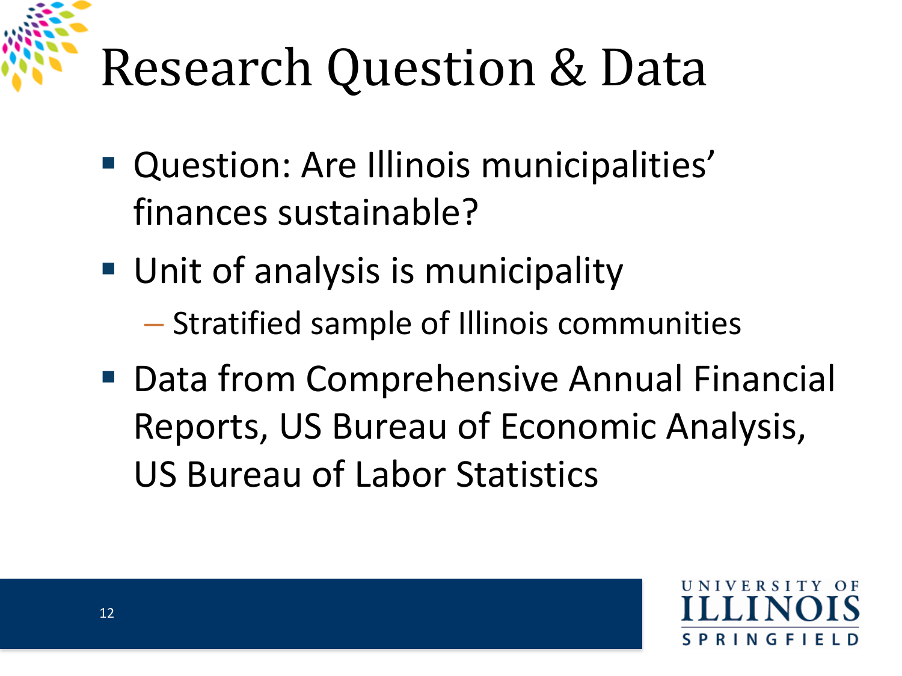# Research Question & Data

- Question: Are Illinois municipalities' finances sustainable?
- Unit of analysis is municipality
  - Stratified sample of Illinois communities
- Data from Comprehensive Annual Financial Reports, US Bureau of Economic Analysis, US Bureau of Labor Statistics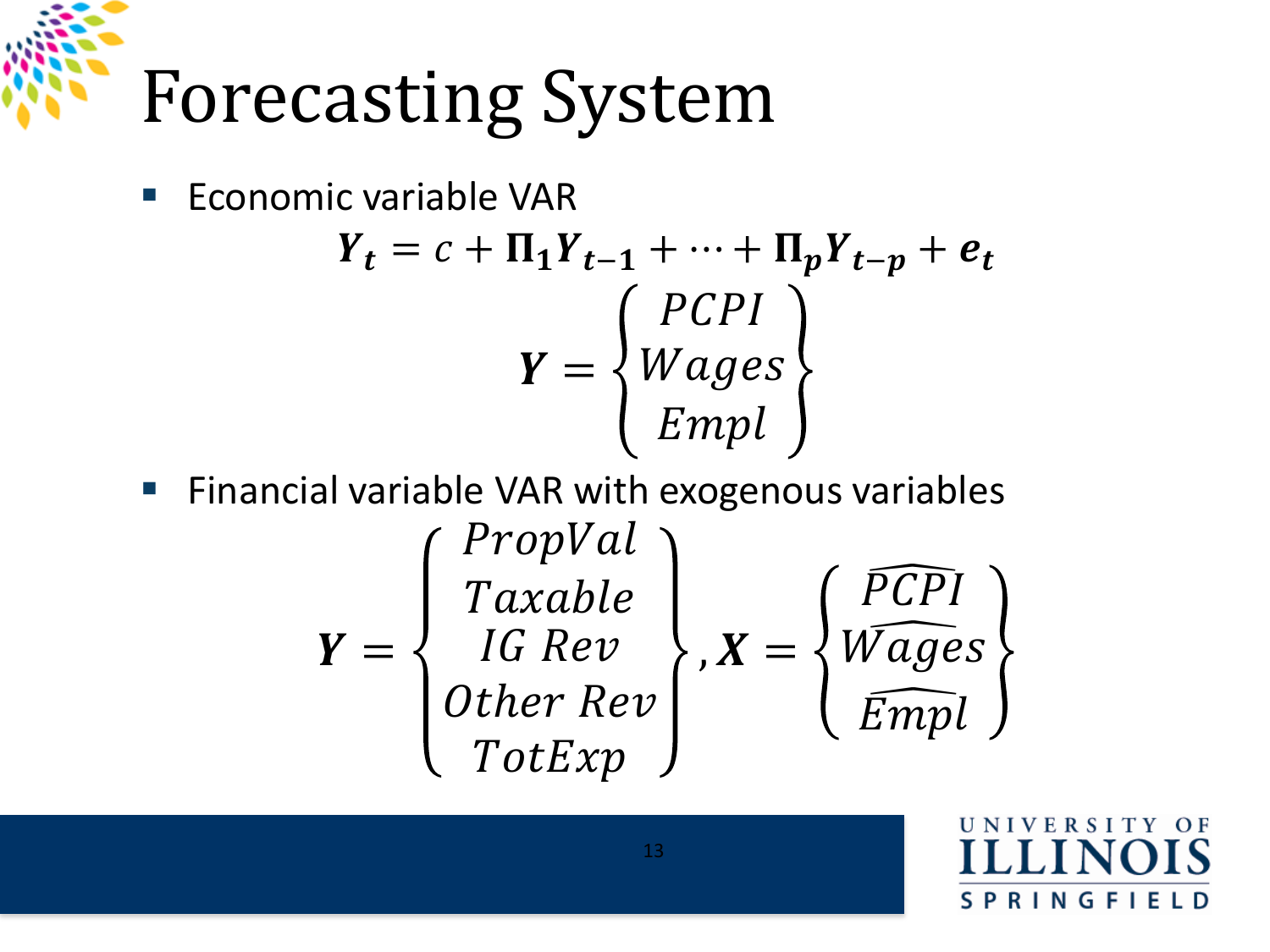# Forecasting System

- Economic variable VAR

$$\boldsymbol{Y_t} = c + \boldsymbol{\Pi_1 Y_{t-1}} + \cdots + \boldsymbol{\Pi_p Y_{t-p}} + \boldsymbol{e_t}$$

$$\boldsymbol{Y} = \begin{Bmatrix} PCPI \\ Wages \\ Empl \end{Bmatrix}$$

- Financial variable VAR with exogenous variables

$$\boldsymbol{Y} = \begin{Bmatrix} PropVal \\ Taxable \\ IG\ Rev \\ Other\ Rev \\ TotExp \end{Bmatrix}, \boldsymbol{X} = \begin{Bmatrix} \widehat{PCPI} \\ \widehat{Wages} \\ \widehat{Empl} \end{Bmatrix}$$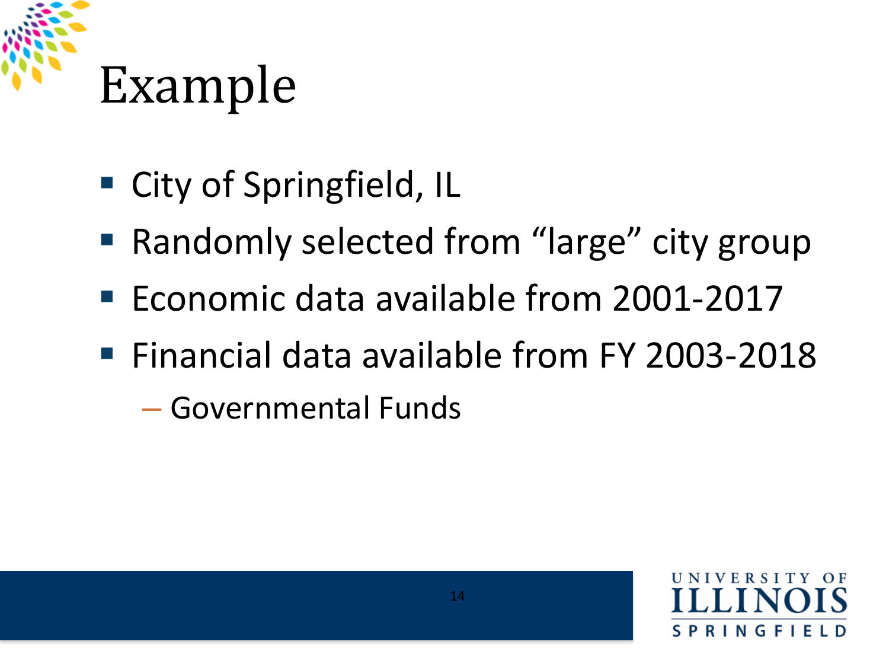# Example

- City of Springfield, IL
- Randomly selected from “large” city group
- Economic data available from 2001-2017
- Financial data available from FY 2003-2018
  - Governmental Funds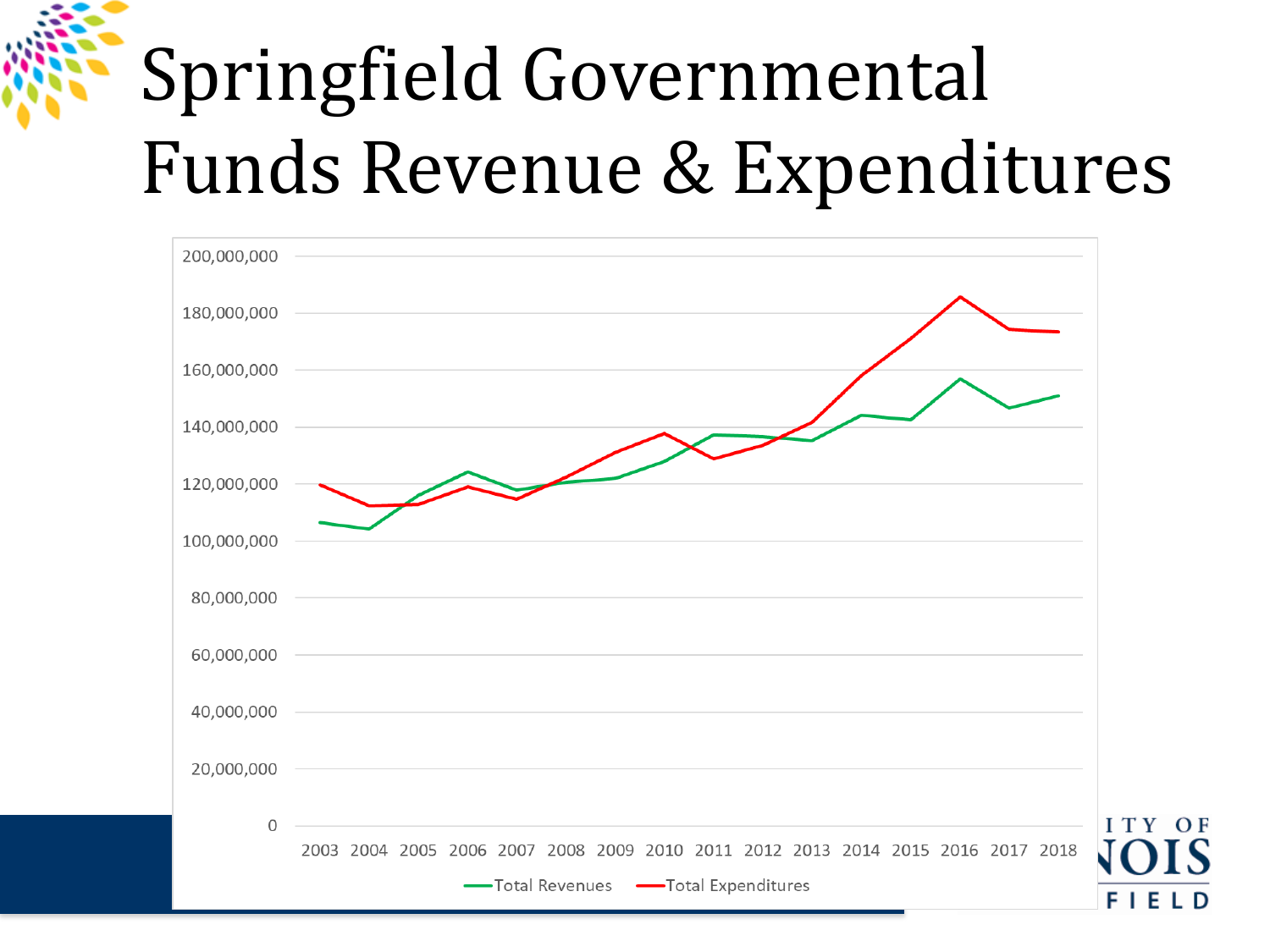# Springfield Governmental Funds Revenue & Expenditures

200,000,000
180,000,000
160,000,000
140,000,000
120,000,000
100,000,000
80,000,000
60,000,000
40,000,000
20,000,000
0

2003 2004 2005 2006 2007 2008 2009 2010 2011 2012 2013 2014 2015 2016 2017 2018

Total Revenues — Total Expenditures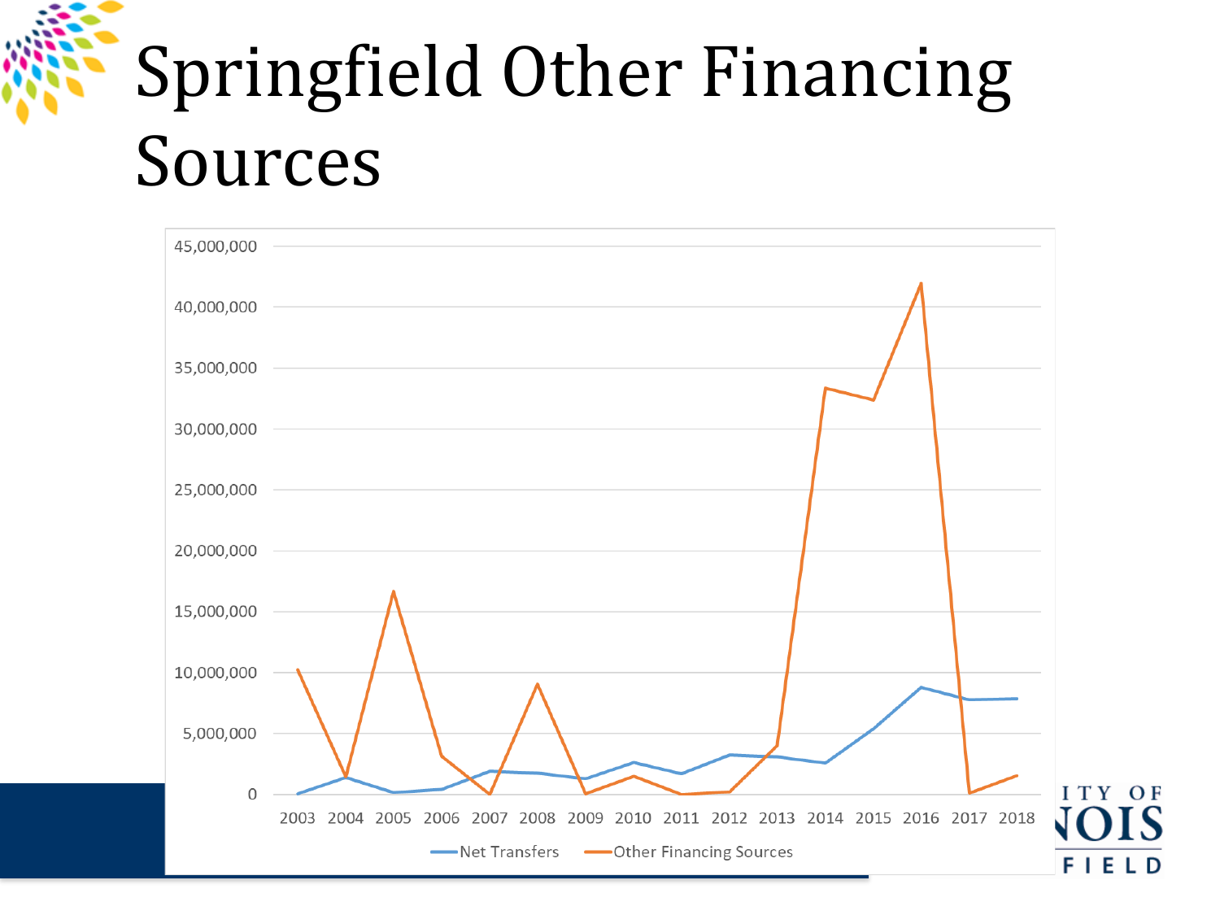# Springfield Other Financing Sources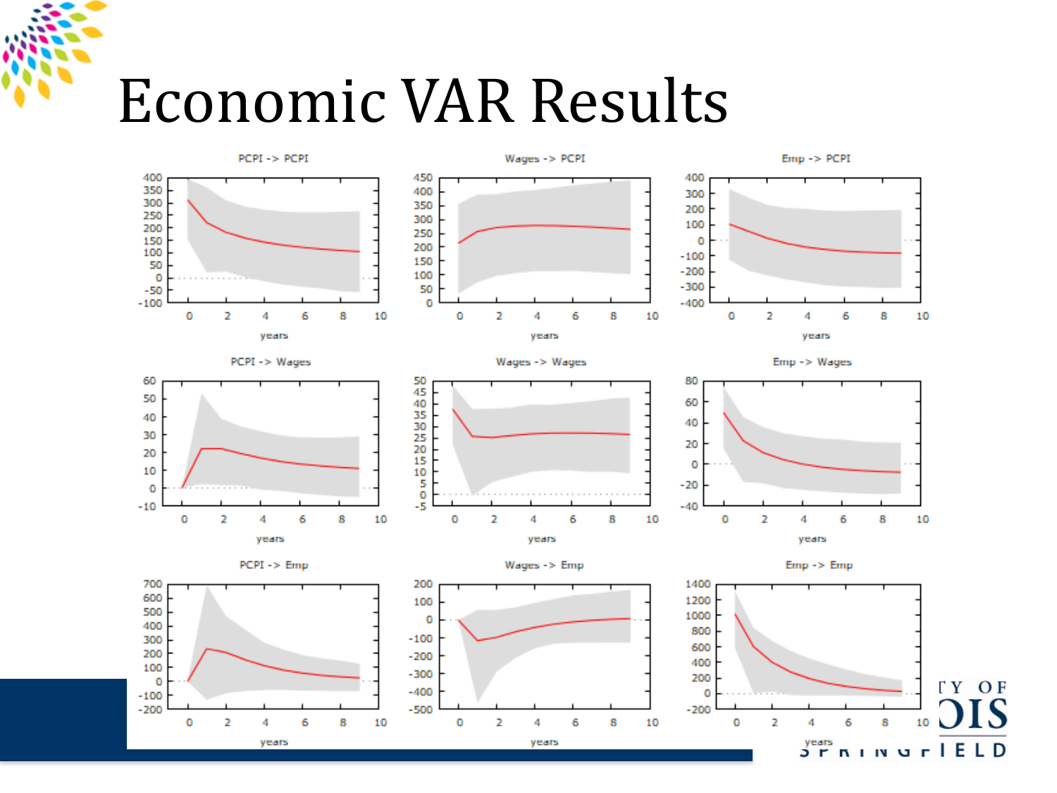# Economic VAR Results

PCPI -> PCPI

Wages -> PCPI

Emp -> PCPI

PCPI -> Wages

Wages -> Wages

Emp -> Wages

PCPI -> Emp

Wages -> Emp

Emp -> Emp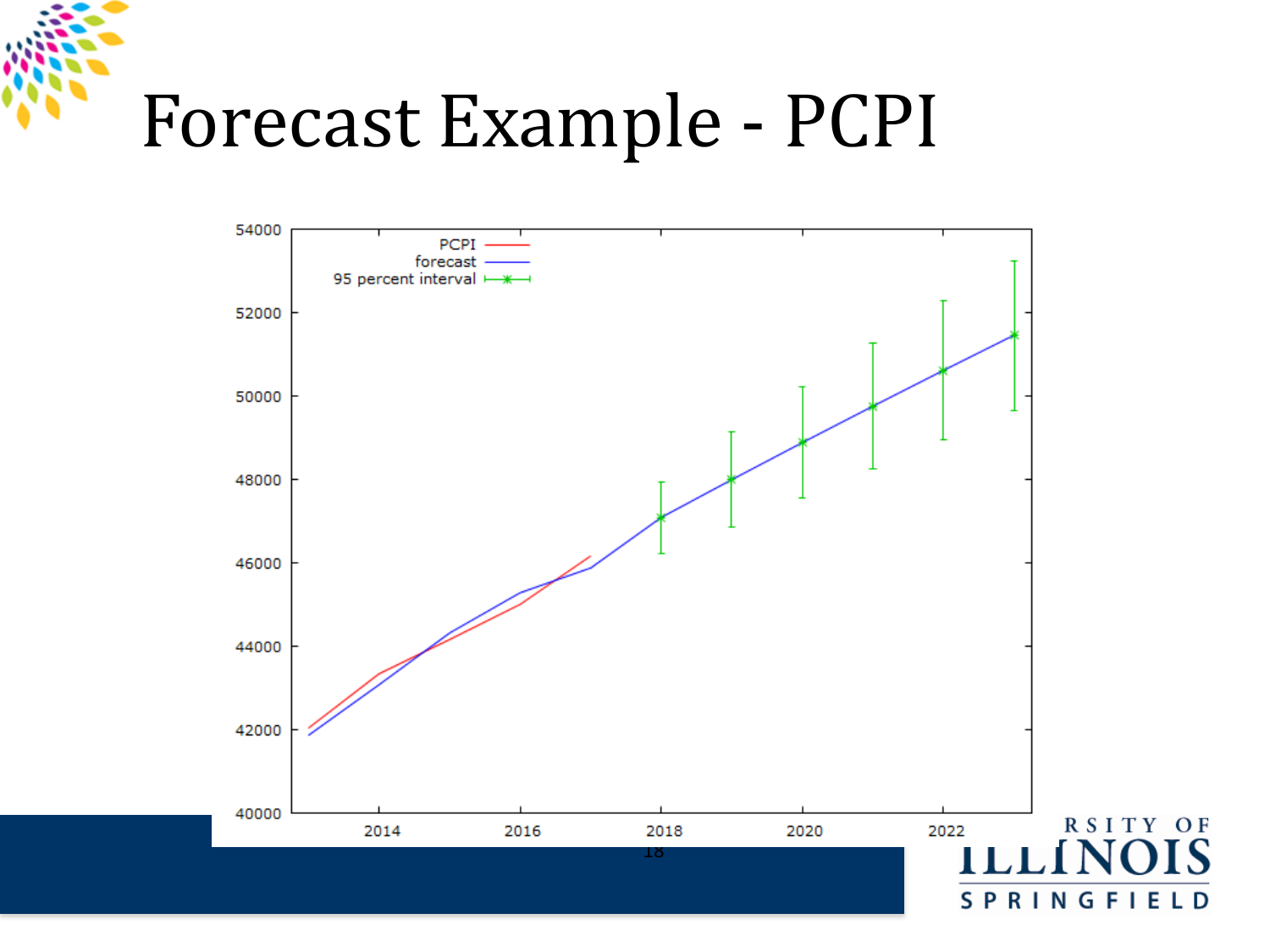# Forecast Example - PCPI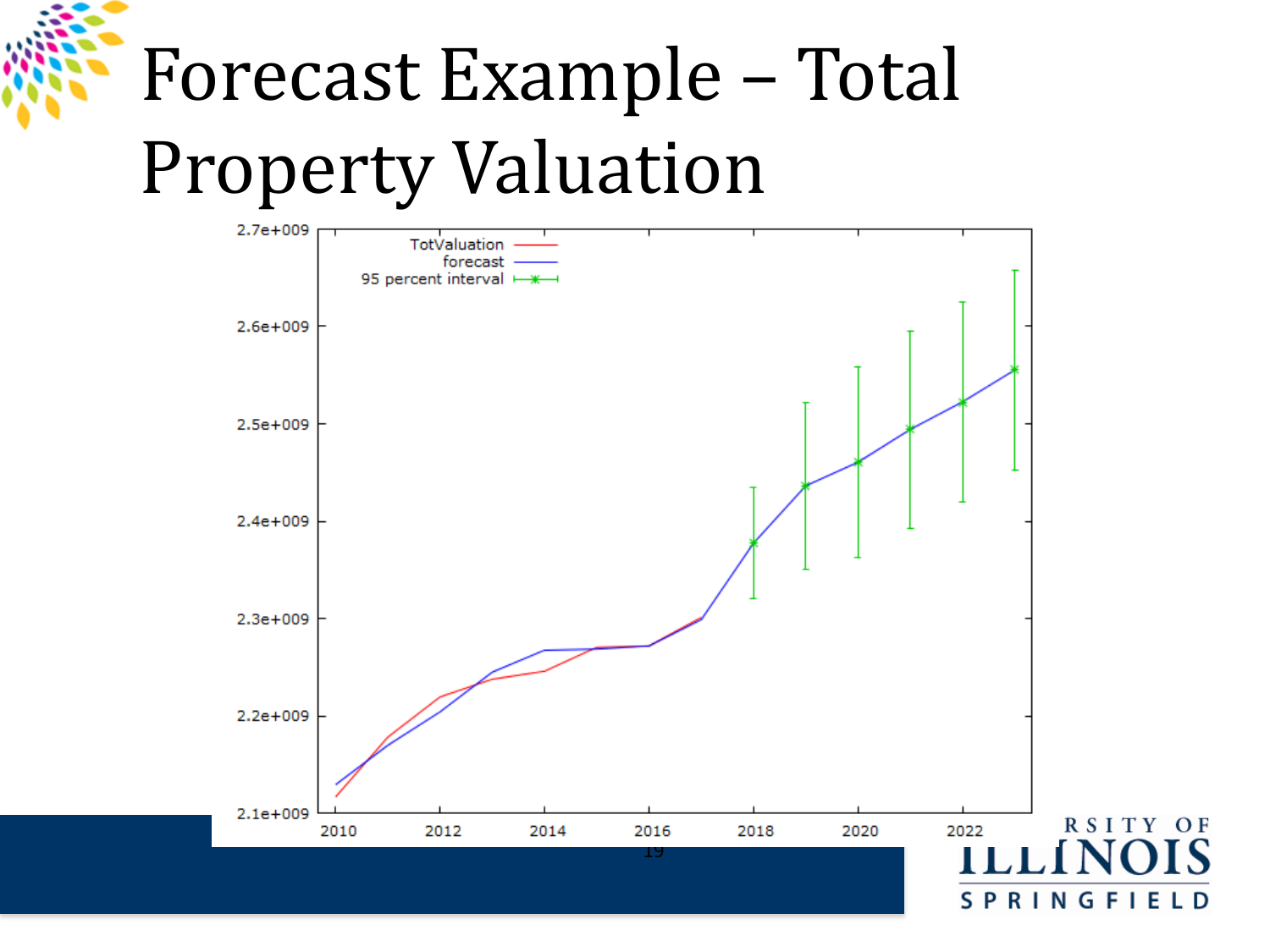# Forecast Example – Total Property Valuation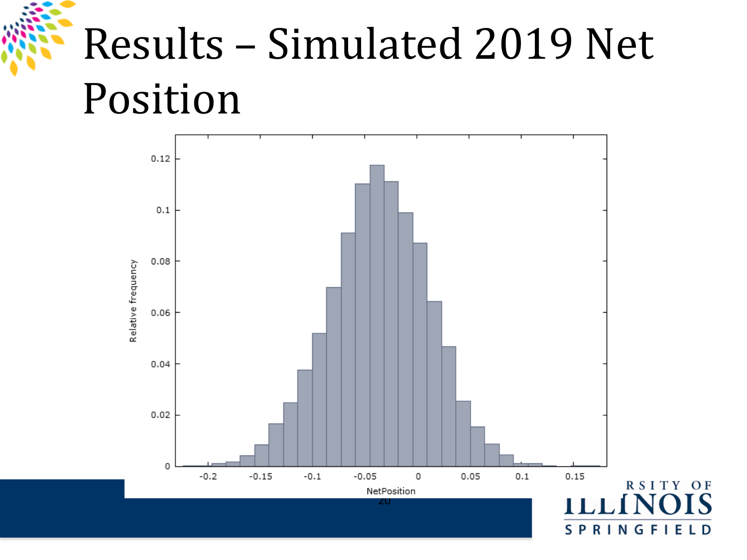# Results – Simulated 2019 Net Position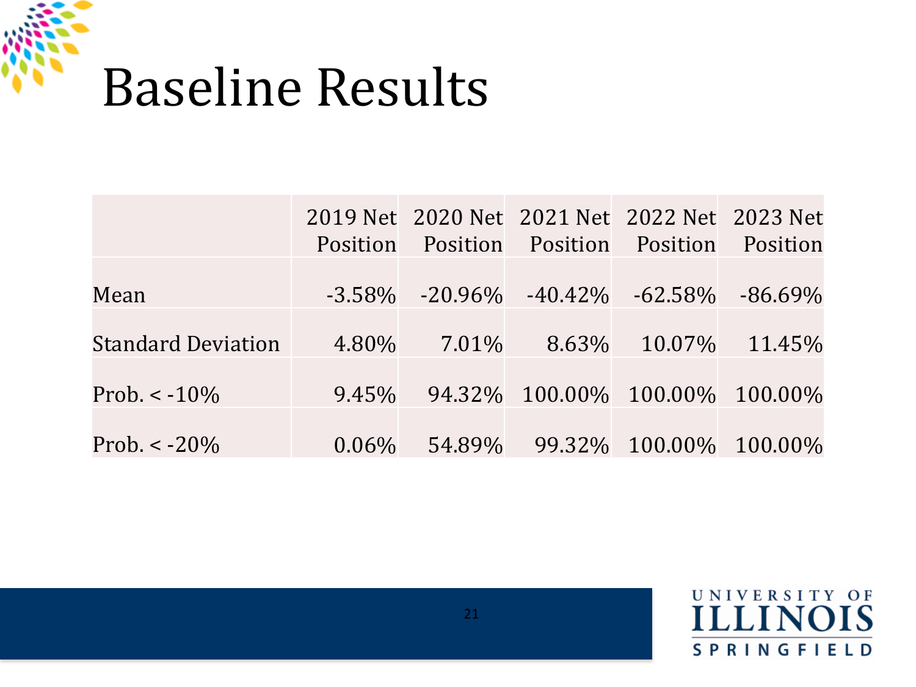# Baseline Results

| | 2019 Net Position | 2020 Net Position | 2021 Net Position | 2022 Net Position | 2023 Net Position |
|---|---|---|---|---|---|
| Mean | -3.58% | -20.96% | -40.42% | -62.58% | -86.69% |
| Standard Deviation | 4.80% | 7.01% | 8.63% | 10.07% | 11.45% |
| Prob. < -10% | 9.45% | 94.32% | 100.00% | 100.00% | 100.00% |
| Prob. < -20% | 0.06% | 54.89% | 99.32% | 100.00% | 100.00% |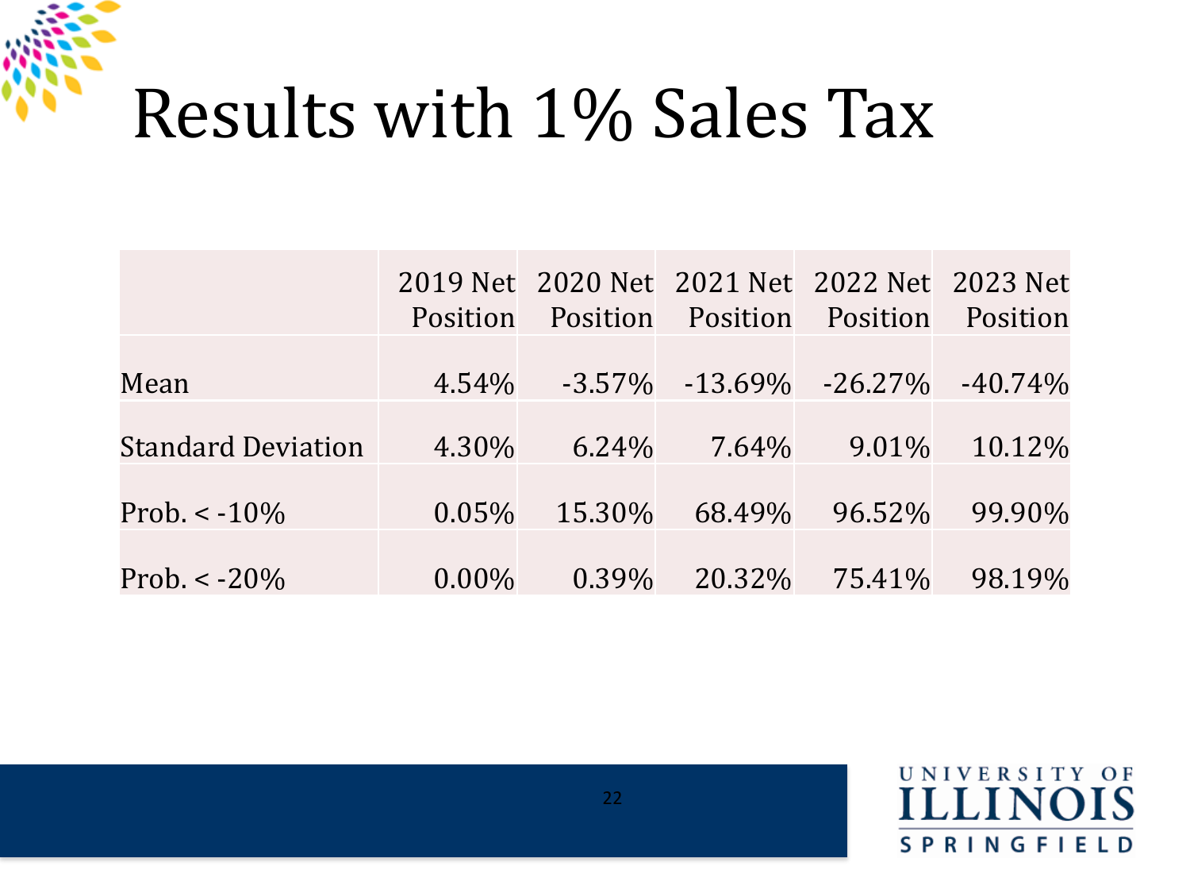# Results with 1% Sales Tax

| | 2019 Net Position | 2020 Net Position | 2021 Net Position | 2022 Net Position | 2023 Net Position |
|---|---|---|---|---|---|
| Mean | 4.54% | -3.57% | -13.69% | -26.27% | -40.74% |
| Standard Deviation | 4.30% | 6.24% | 7.64% | 9.01% | 10.12% |
| Prob. < -10% | 0.05% | 15.30% | 68.49% | 96.52% | 99.90% |
| Prob. < -20% | 0.00% | 0.39% | 20.32% | 75.41% | 98.19% |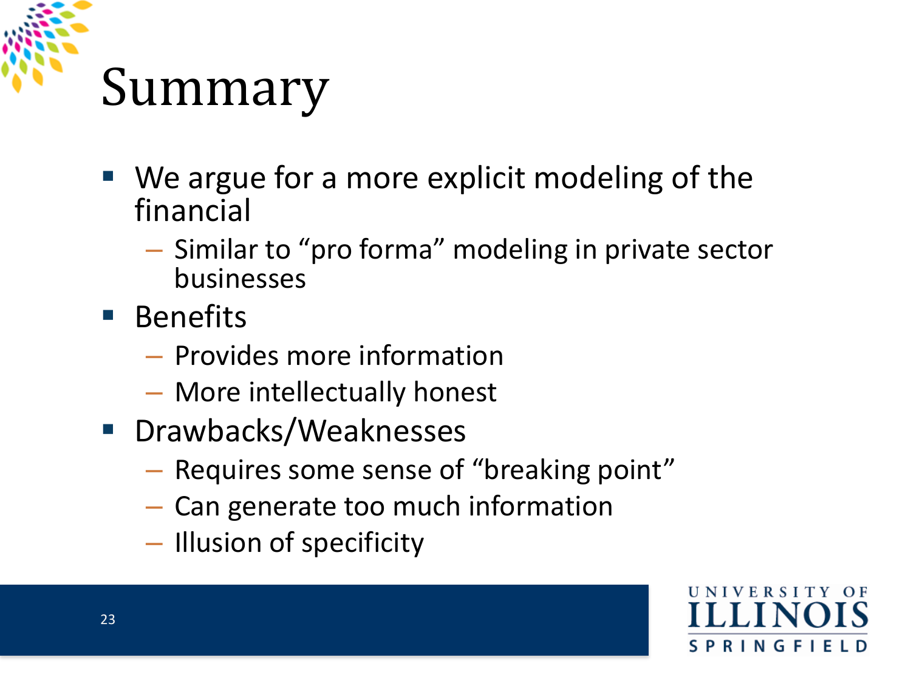# Summary

- We argue for a more explicit modeling of the financial
  - Similar to "pro forma" modeling in private sector businesses
- Benefits
  - Provides more information
  - More intellectually honest
- Drawbacks/Weaknesses
  - Requires some sense of "breaking point"
  - Can generate too much information
  - Illusion of specificity